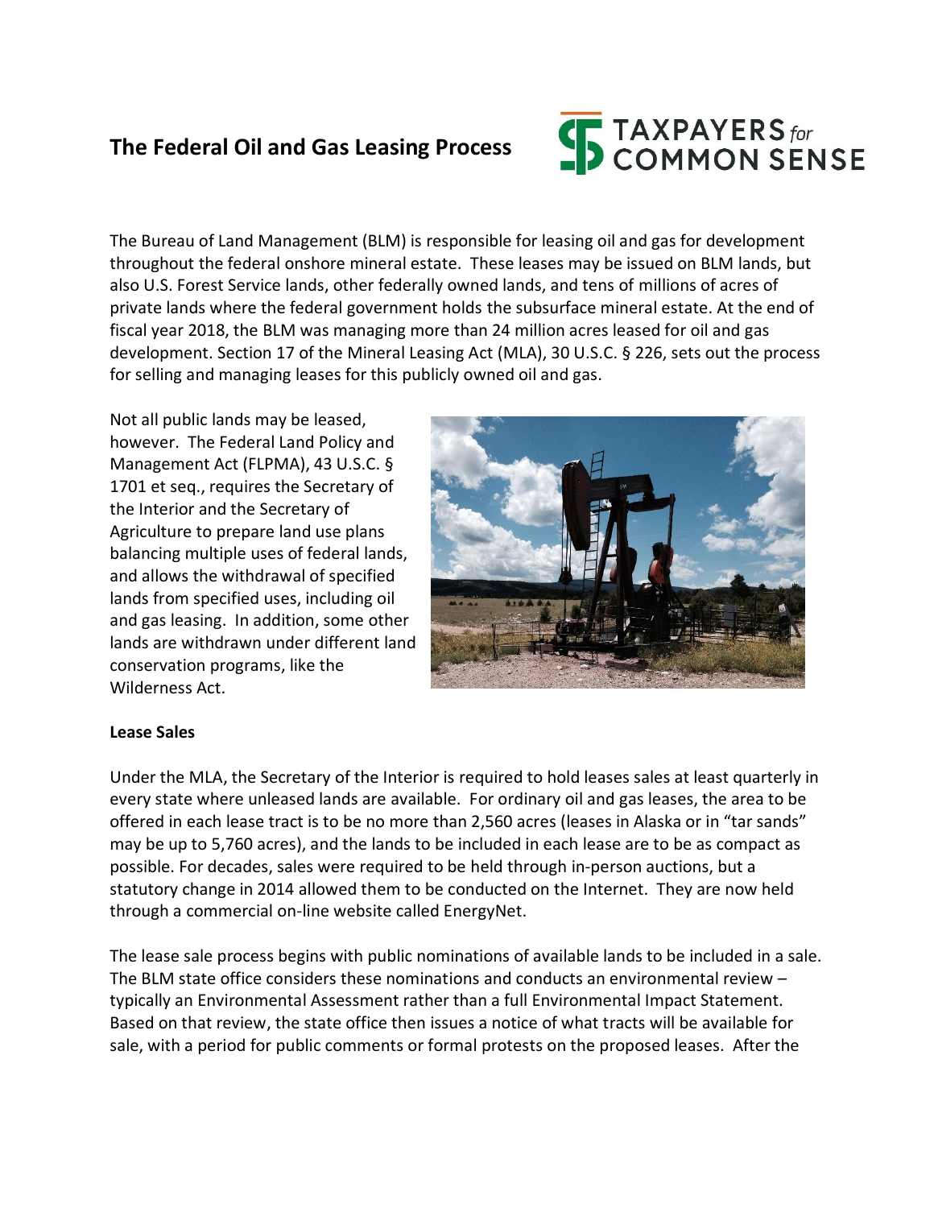# The Federal Oil and Gas Leasing Process

TAXPAYERS *for* COMMON SENSE

The Bureau of Land Management (BLM) is responsible for leasing oil and gas for development throughout the federal onshore mineral estate. These leases may be issued on BLM lands, but also U.S. Forest Service lands, other federally owned lands, and tens of millions of acres of private lands where the federal government holds the subsurface mineral estate. At the end of fiscal year 2018, the BLM was managing more than 24 million acres leased for oil and gas development. Section 17 of the Mineral Leasing Act (MLA), 30 U.S.C. § 226, sets out the process for selling and managing leases for this publicly owned oil and gas.

Not all public lands may be leased, however. The Federal Land Policy and Management Act (FLPMA), 43 U.S.C. § 1701 et seq., requires the Secretary of the Interior and the Secretary of Agriculture to prepare land use plans balancing multiple uses of federal lands, and allows the withdrawal of specified lands from specified uses, including oil and gas leasing. In addition, some other lands are withdrawn under different land conservation programs, like the Wilderness Act.

**Lease Sales**

Under the MLA, the Secretary of the Interior is required to hold leases sales at least quarterly in every state where unleased lands are available. For ordinary oil and gas leases, the area to be offered in each lease tract is to be no more than 2,560 acres (leases in Alaska or in "tar sands" may be up to 5,760 acres), and the lands to be included in each lease are to be as compact as possible. For decades, sales were required to be held through in-person auctions, but a statutory change in 2014 allowed them to be conducted on the Internet. They are now held through a commercial on-line website called EnergyNet.

The lease sale process begins with public nominations of available lands to be included in a sale. The BLM state office considers these nominations and conducts an environmental review – typically an Environmental Assessment rather than a full Environmental Impact Statement. Based on that review, the state office then issues a notice of what tracts will be available for sale, with a period for public comments or formal protests on the proposed leases. After the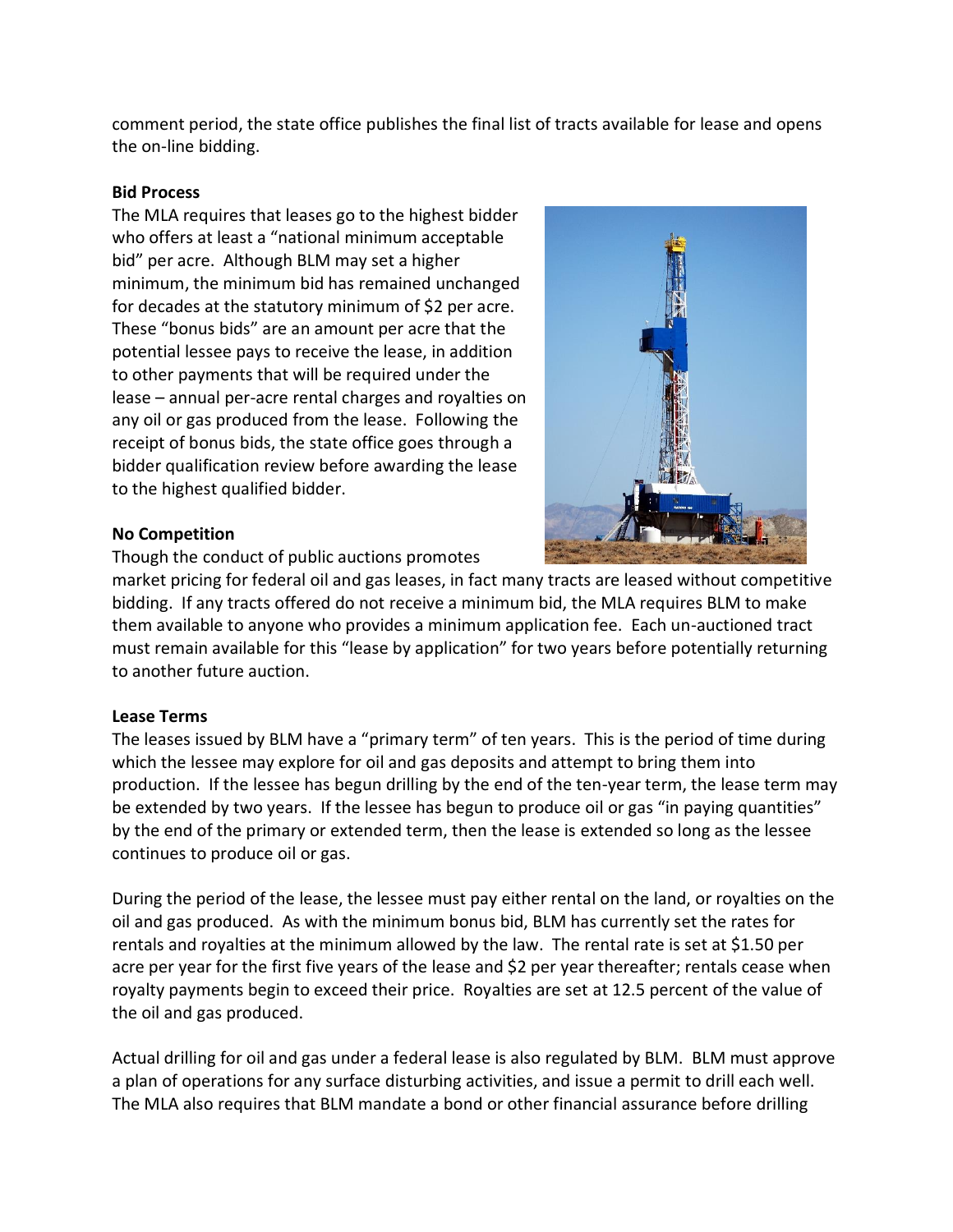comment period, the state office publishes the final list of tracts available for lease and opens the on-line bidding.

**Bid Process**

The MLA requires that leases go to the highest bidder who offers at least a "national minimum acceptable bid" per acre. Although BLM may set a higher minimum, the minimum bid has remained unchanged for decades at the statutory minimum of $2 per acre. These "bonus bids" are an amount per acre that the potential lessee pays to receive the lease, in addition to other payments that will be required under the lease – annual per-acre rental charges and royalties on any oil or gas produced from the lease. Following the receipt of bonus bids, the state office goes through a bidder qualification review before awarding the lease to the highest qualified bidder.

**No Competition**

Though the conduct of public auctions promotes market pricing for federal oil and gas leases, in fact many tracts are leased without competitive bidding. If any tracts offered do not receive a minimum bid, the MLA requires BLM to make them available to anyone who provides a minimum application fee. Each un-auctioned tract must remain available for this "lease by application" for two years before potentially returning to another future auction.

**Lease Terms**

The leases issued by BLM have a "primary term" of ten years. This is the period of time during which the lessee may explore for oil and gas deposits and attempt to bring them into production. If the lessee has begun drilling by the end of the ten-year term, the lease term may be extended by two years. If the lessee has begun to produce oil or gas "in paying quantities" by the end of the primary or extended term, then the lease is extended so long as the lessee continues to produce oil or gas.

During the period of the lease, the lessee must pay either rental on the land, or royalties on the oil and gas produced. As with the minimum bonus bid, BLM has currently set the rates for rentals and royalties at the minimum allowed by the law. The rental rate is set at $1.50 per acre per year for the first five years of the lease and $2 per year thereafter; rentals cease when royalty payments begin to exceed their price. Royalties are set at 12.5 percent of the value of the oil and gas produced.

Actual drilling for oil and gas under a federal lease is also regulated by BLM. BLM must approve a plan of operations for any surface disturbing activities, and issue a permit to drill each well. The MLA also requires that BLM mandate a bond or other financial assurance before drilling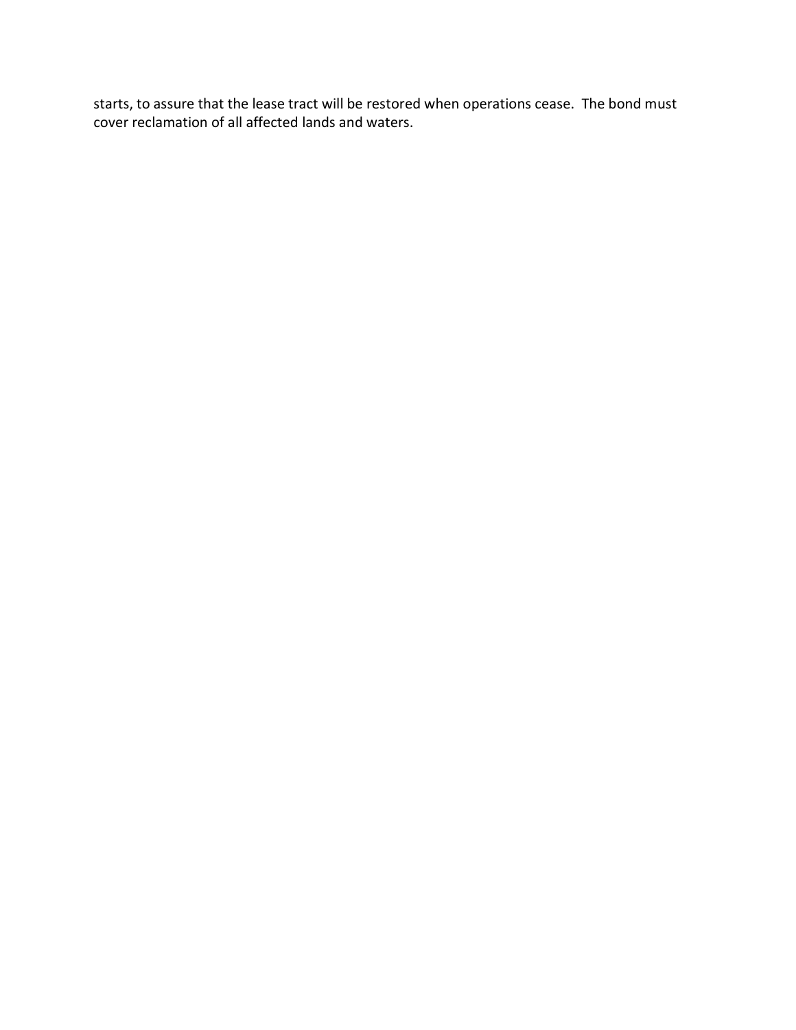starts, to assure that the lease tract will be restored when operations cease. The bond must cover reclamation of all affected lands and waters.